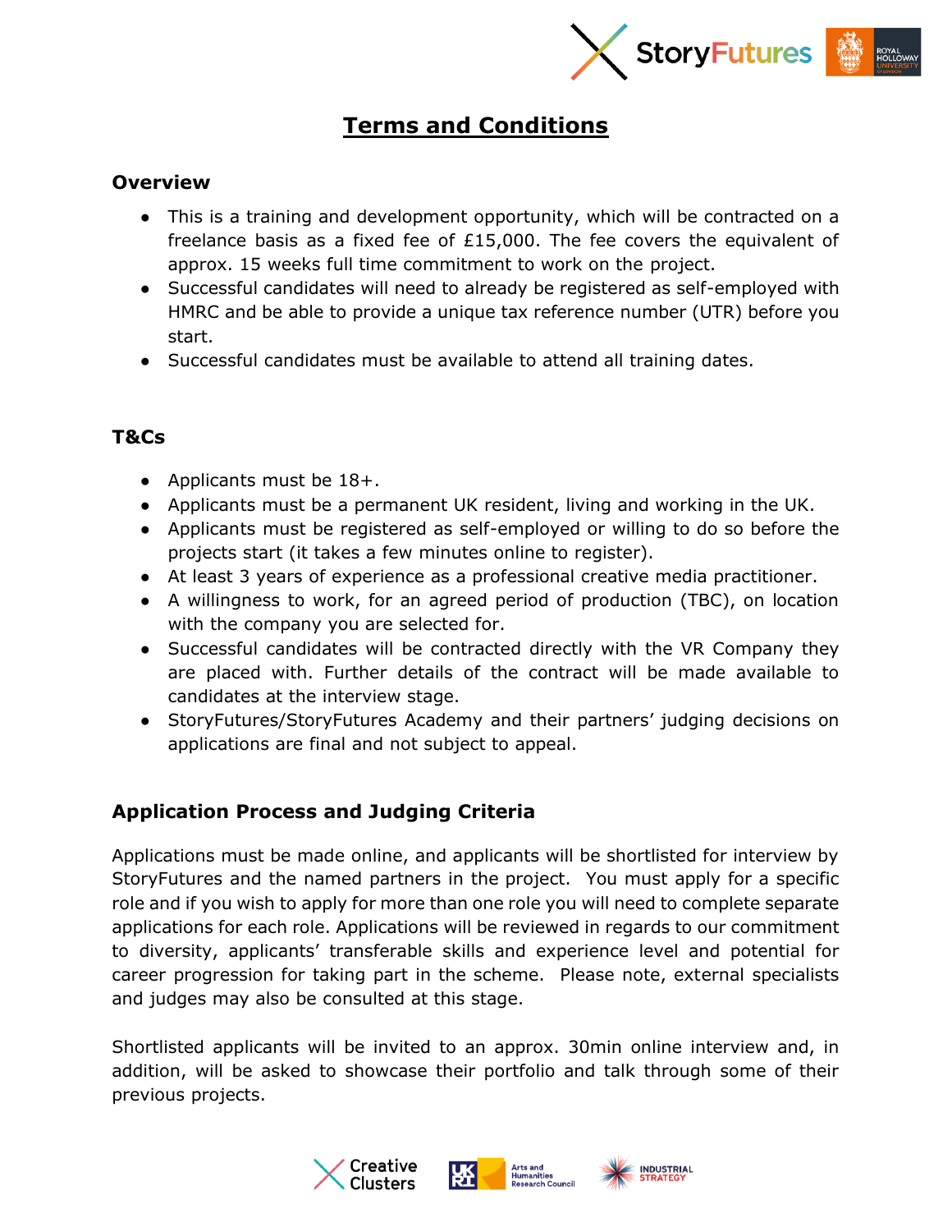# Terms and Conditions

## Overview

- This is a training and development opportunity, which will be contracted on a freelance basis as a fixed fee of £15,000. The fee covers the equivalent of approx. 15 weeks full time commitment to work on the project.
- Successful candidates will need to already be registered as self-employed with HMRC and be able to provide a unique tax reference number (UTR) before you start.
- Successful candidates must be available to attend all training dates.

## T&Cs

- Applicants must be 18+.
- Applicants must be a permanent UK resident, living and working in the UK.
- Applicants must be registered as self-employed or willing to do so before the projects start (it takes a few minutes online to register).
- At least 3 years of experience as a professional creative media practitioner.
- A willingness to work, for an agreed period of production (TBC), on location with the company you are selected for.
- Successful candidates will be contracted directly with the VR Company they are placed with. Further details of the contract will be made available to candidates at the interview stage.
- StoryFutures/StoryFutures Academy and their partners' judging decisions on applications are final and not subject to appeal.

## Application Process and Judging Criteria

Applications must be made online, and applicants will be shortlisted for interview by StoryFutures and the named partners in the project. You must apply for a specific role and if you wish to apply for more than one role you will need to complete separate applications for each role. Applications will be reviewed in regards to our commitment to diversity, applicants' transferable skills and experience level and potential for career progression for taking part in the scheme. Please note, external specialists and judges may also be consulted at this stage.

Shortlisted applicants will be invited to an approx. 30min online interview and, in addition, will be asked to showcase their portfolio and talk through some of their previous projects.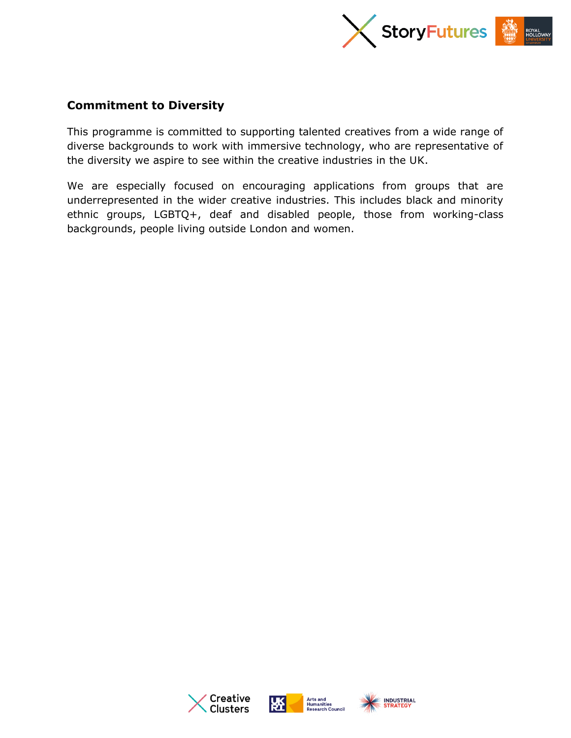## Commitment to Diversity

This programme is committed to supporting talented creatives from a wide range of diverse backgrounds to work with immersive technology, who are representative of the diversity we aspire to see within the creative industries in the UK.

We are especially focused on encouraging applications from groups that are underrepresented in the wider creative industries. This includes black and minority ethnic groups, LGBTQ+, deaf and disabled people, those from working-class backgrounds, people living outside London and women.